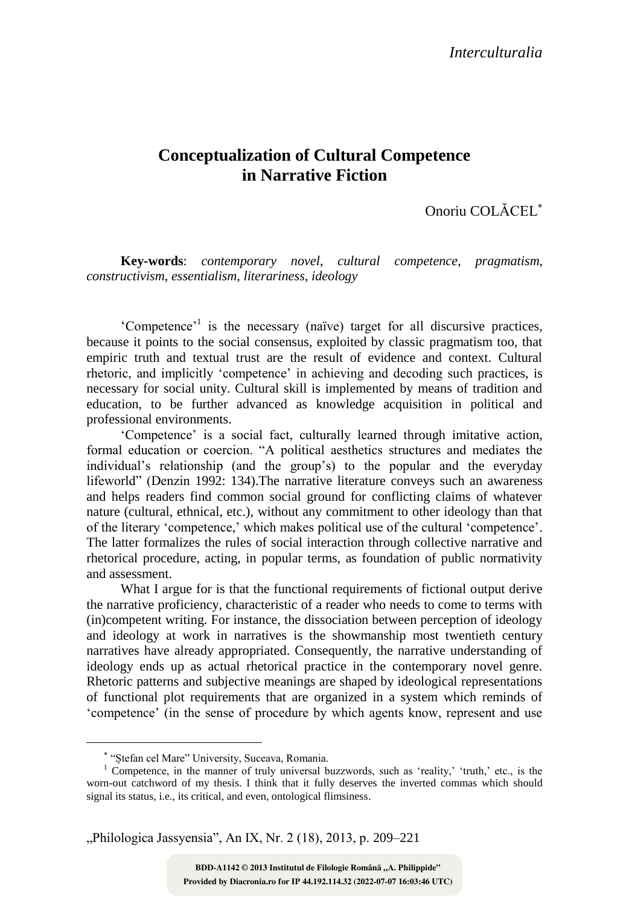# Conceptualization of Cultural Competence in Narrative Fiction

Onoriu COLĂCEL[*]

**Key-words**: *contemporary novel, cultural competence, pragmatism, constructivism, essentialism, literariness, ideology*

'Competence'[1] is the necessary (naïve) target for all discursive practices, because it points to the social consensus, exploited by classic pragmatism too, that empiric truth and textual trust are the result of evidence and context. Cultural rhetoric, and implicitly 'competence' in achieving and decoding such practices, is necessary for social unity. Cultural skill is implemented by means of tradition and education, to be further advanced as knowledge acquisition in political and professional environments.

'Competence' is a social fact, culturally learned through imitative action, formal education or coercion. "A political aesthetics structures and mediates the individual's relationship (and the group's) to the popular and the everyday lifeworld" (Denzin 1992: 134).The narrative literature conveys such an awareness and helps readers find common social ground for conflicting claims of whatever nature (cultural, ethnical, etc.), without any commitment to other ideology than that of the literary 'competence,' which makes political use of the cultural 'competence'. The latter formalizes the rules of social interaction through collective narrative and rhetorical procedure, acting, in popular terms, as foundation of public normativity and assessment.

What I argue for is that the functional requirements of fictional output derive the narrative proficiency, characteristic of a reader who needs to come to terms with (in)competent writing. For instance, the dissociation between perception of ideology and ideology at work in narratives is the showmanship most twentieth century narratives have already appropriated. Consequently, the narrative understanding of ideology ends up as actual rhetorical practice in the contemporary novel genre. Rhetoric patterns and subjective meanings are shaped by ideological representations of functional plot requirements that are organized in a system which reminds of 'competence' (in the sense of procedure by which agents know, represent and use

---

[*] "Ştefan cel Mare" University, Suceava, Romania.

[1] Competence, in the manner of truly universal buzzwords, such as 'reality,' 'truth,' etc., is the worn-out catchword of my thesis. I think that it fully deserves the inverted commas which should signal its status, i.e., its critical, and even, ontological flimsiness.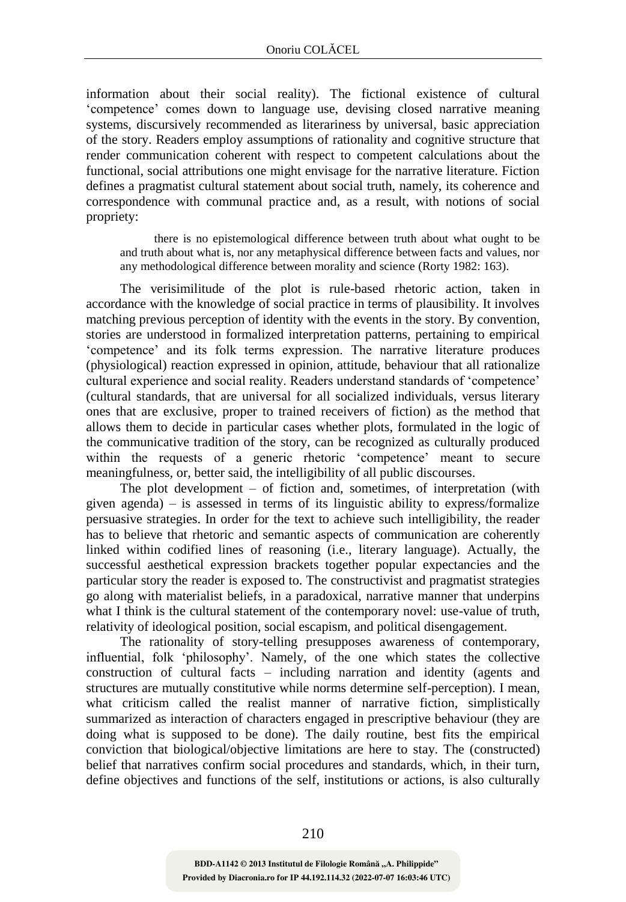information about their social reality). The fictional existence of cultural 'competence' comes down to language use, devising closed narrative meaning systems, discursively recommended as literariness by universal, basic appreciation of the story. Readers employ assumptions of rationality and cognitive structure that render communication coherent with respect to competent calculations about the functional, social attributions one might envisage for the narrative literature. Fiction defines a pragmatist cultural statement about social truth, namely, its coherence and correspondence with communal practice and, as a result, with notions of social propriety:

> there is no epistemological difference between truth about what ought to be and truth about what is, nor any metaphysical difference between facts and values, nor any methodological difference between morality and science (Rorty 1982: 163).

The verisimilitude of the plot is rule-based rhetoric action, taken in accordance with the knowledge of social practice in terms of plausibility. It involves matching previous perception of identity with the events in the story. By convention, stories are understood in formalized interpretation patterns, pertaining to empirical 'competence' and its folk terms expression. The narrative literature produces (physiological) reaction expressed in opinion, attitude, behaviour that all rationalize cultural experience and social reality. Readers understand standards of 'competence' (cultural standards, that are universal for all socialized individuals, versus literary ones that are exclusive, proper to trained receivers of fiction) as the method that allows them to decide in particular cases whether plots, formulated in the logic of the communicative tradition of the story, can be recognized as culturally produced within the requests of a generic rhetoric 'competence' meant to secure meaningfulness, or, better said, the intelligibility of all public discourses.

The plot development – of fiction and, sometimes, of interpretation (with given agenda) – is assessed in terms of its linguistic ability to express/formalize persuasive strategies. In order for the text to achieve such intelligibility, the reader has to believe that rhetoric and semantic aspects of communication are coherently linked within codified lines of reasoning (i.e., literary language). Actually, the successful aesthetical expression brackets together popular expectancies and the particular story the reader is exposed to. The constructivist and pragmatist strategies go along with materialist beliefs, in a paradoxical, narrative manner that underpins what I think is the cultural statement of the contemporary novel: use-value of truth, relativity of ideological position, social escapism, and political disengagement.

The rationality of story-telling presupposes awareness of contemporary, influential, folk 'philosophy'. Namely, of the one which states the collective construction of cultural facts – including narration and identity (agents and structures are mutually constitutive while norms determine self-perception). I mean, what criticism called the realist manner of narrative fiction, simplistically summarized as interaction of characters engaged in prescriptive behaviour (they are doing what is supposed to be done). The daily routine, best fits the empirical conviction that biological/objective limitations are here to stay. The (constructed) belief that narratives confirm social procedures and standards, which, in their turn, define objectives and functions of the self, institutions or actions, is also culturally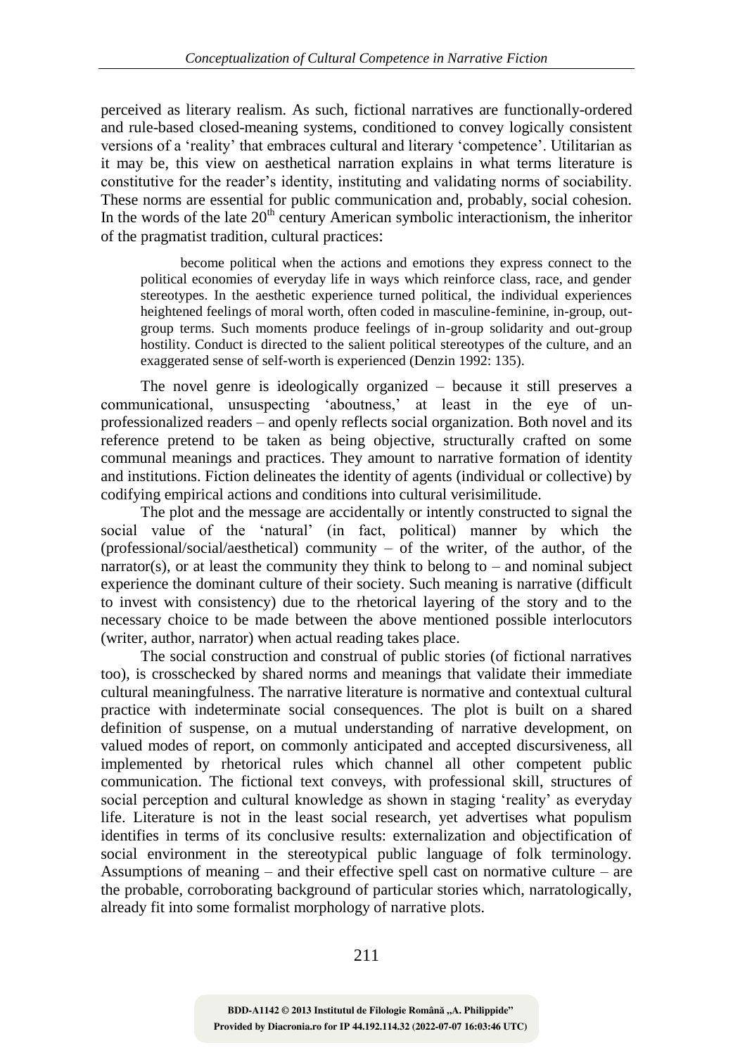perceived as literary realism. As such, fictional narratives are functionally-ordered and rule-based closed-meaning systems, conditioned to convey logically consistent versions of a 'reality' that embraces cultural and literary 'competence'. Utilitarian as it may be, this view on aesthetical narration explains in what terms literature is constitutive for the reader's identity, instituting and validating norms of sociability. These norms are essential for public communication and, probably, social cohesion. In the words of the late 20th century American symbolic interactionism, the inheritor of the pragmatist tradition, cultural practices:

> become political when the actions and emotions they express connect to the political economies of everyday life in ways which reinforce class, race, and gender stereotypes. In the aesthetic experience turned political, the individual experiences heightened feelings of moral worth, often coded in masculine-feminine, in-group, out-group terms. Such moments produce feelings of in-group solidarity and out-group hostility. Conduct is directed to the salient political stereotypes of the culture, and an exaggerated sense of self-worth is experienced (Denzin 1992: 135).

The novel genre is ideologically organized – because it still preserves a communicational, unsuspecting 'aboutness,' at least in the eye of un-professionalized readers – and openly reflects social organization. Both novel and its reference pretend to be taken as being objective, structurally crafted on some communal meanings and practices. They amount to narrative formation of identity and institutions. Fiction delineates the identity of agents (individual or collective) by codifying empirical actions and conditions into cultural verisimilitude.

The plot and the message are accidentally or intently constructed to signal the social value of the 'natural' (in fact, political) manner by which the (professional/social/aesthetical) community – of the writer, of the author, of the narrator(s), or at least the community they think to belong to – and nominal subject experience the dominant culture of their society. Such meaning is narrative (difficult to invest with consistency) due to the rhetorical layering of the story and to the necessary choice to be made between the above mentioned possible interlocutors (writer, author, narrator) when actual reading takes place.

The social construction and construal of public stories (of fictional narratives too), is crosschecked by shared norms and meanings that validate their immediate cultural meaningfulness. The narrative literature is normative and contextual cultural practice with indeterminate social consequences. The plot is built on a shared definition of suspense, on a mutual understanding of narrative development, on valued modes of report, on commonly anticipated and accepted discursiveness, all implemented by rhetorical rules which channel all other competent public communication. The fictional text conveys, with professional skill, structures of social perception and cultural knowledge as shown in staging 'reality' as everyday life. Literature is not in the least social research, yet advertises what populism identifies in terms of its conclusive results: externalization and objectification of social environment in the stereotypical public language of folk terminology. Assumptions of meaning – and their effective spell cast on normative culture – are the probable, corroborating background of particular stories which, narratologically, already fit into some formalist morphology of narrative plots.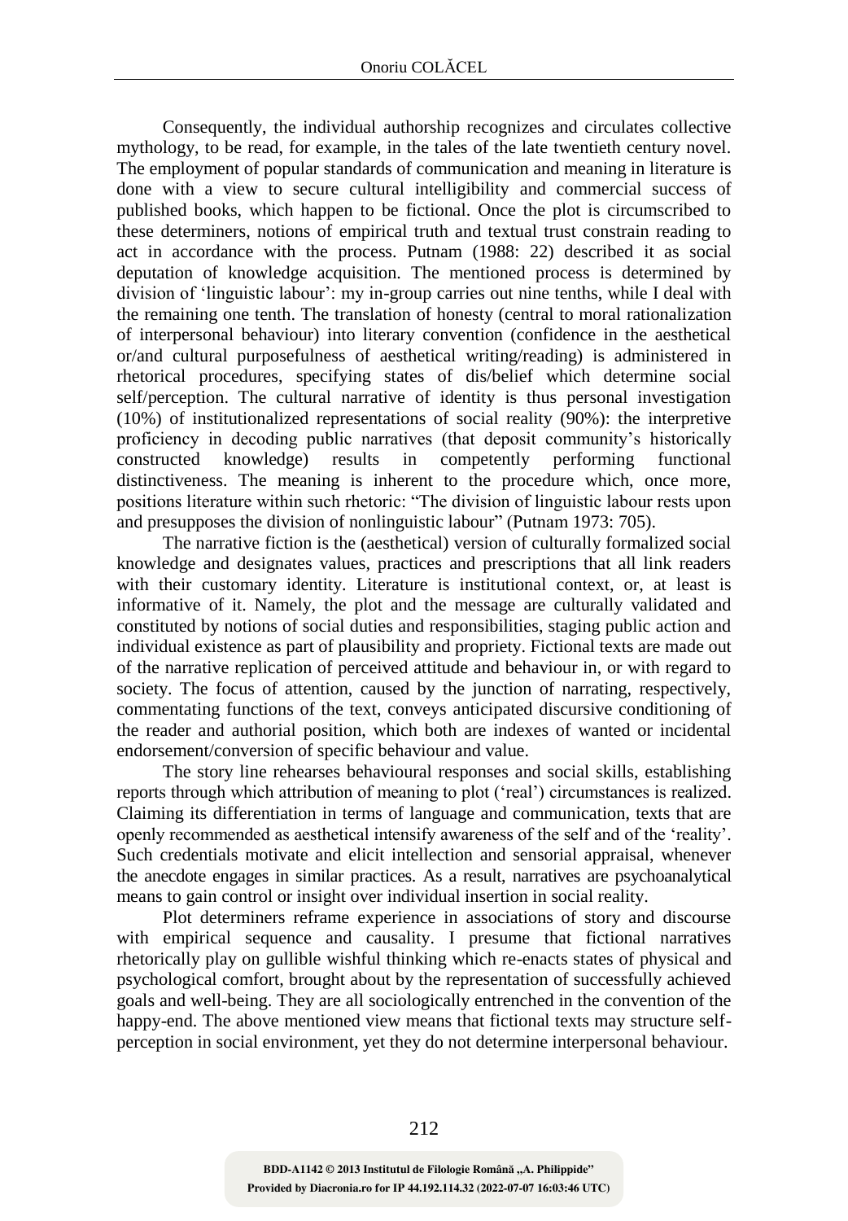Consequently, the individual authorship recognizes and circulates collective mythology, to be read, for example, in the tales of the late twentieth century novel. The employment of popular standards of communication and meaning in literature is done with a view to secure cultural intelligibility and commercial success of published books, which happen to be fictional. Once the plot is circumscribed to these determiners, notions of empirical truth and textual trust constrain reading to act in accordance with the process. Putnam (1988: 22) described it as social deputation of knowledge acquisition. The mentioned process is determined by division of 'linguistic labour': my in-group carries out nine tenths, while I deal with the remaining one tenth. The translation of honesty (central to moral rationalization of interpersonal behaviour) into literary convention (confidence in the aesthetical or/and cultural purposefulness of aesthetical writing/reading) is administered in rhetorical procedures, specifying states of dis/belief which determine social self/perception. The cultural narrative of identity is thus personal investigation (10%) of institutionalized representations of social reality (90%): the interpretive proficiency in decoding public narratives (that deposit community's historically constructed knowledge) results in competently performing functional distinctiveness. The meaning is inherent to the procedure which, once more, positions literature within such rhetoric: "The division of linguistic labour rests upon and presupposes the division of nonlinguistic labour" (Putnam 1973: 705).

The narrative fiction is the (aesthetical) version of culturally formalized social knowledge and designates values, practices and prescriptions that all link readers with their customary identity. Literature is institutional context, or, at least is informative of it. Namely, the plot and the message are culturally validated and constituted by notions of social duties and responsibilities, staging public action and individual existence as part of plausibility and propriety. Fictional texts are made out of the narrative replication of perceived attitude and behaviour in, or with regard to society. The focus of attention, caused by the junction of narrating, respectively, commentating functions of the text, conveys anticipated discursive conditioning of the reader and authorial position, which both are indexes of wanted or incidental endorsement/conversion of specific behaviour and value.

The story line rehearses behavioural responses and social skills, establishing reports through which attribution of meaning to plot ('real') circumstances is realized. Claiming its differentiation in terms of language and communication, texts that are openly recommended as aesthetical intensify awareness of the self and of the 'reality'. Such credentials motivate and elicit intellection and sensorial appraisal, whenever the anecdote engages in similar practices. As a result, narratives are psychoanalytical means to gain control or insight over individual insertion in social reality.

Plot determiners reframe experience in associations of story and discourse with empirical sequence and causality. I presume that fictional narratives rhetorically play on gullible wishful thinking which re-enacts states of physical and psychological comfort, brought about by the representation of successfully achieved goals and well-being. They are all sociologically entrenched in the convention of the happy-end. The above mentioned view means that fictional texts may structure self-perception in social environment, yet they do not determine interpersonal behaviour.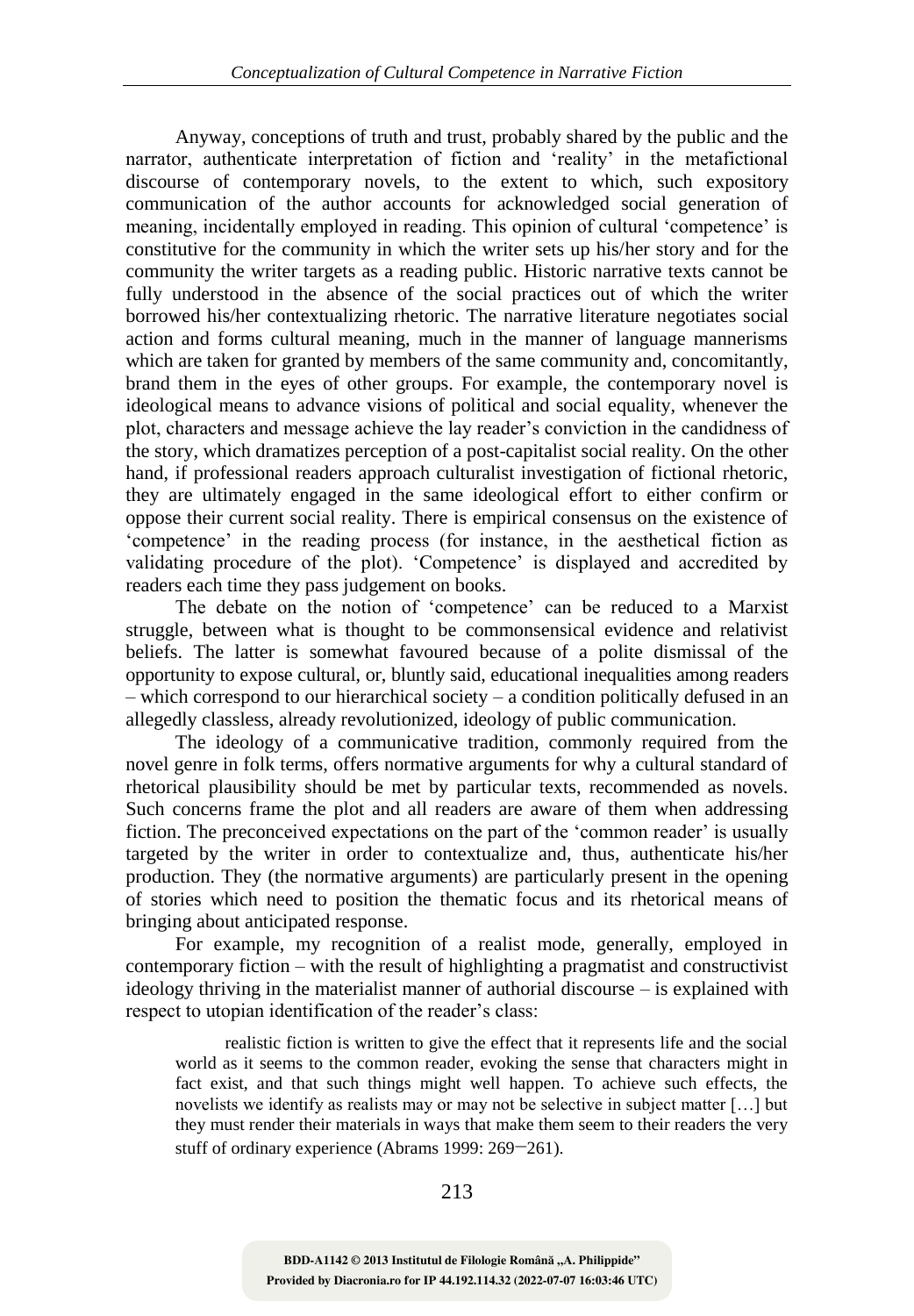Anyway, conceptions of truth and trust, probably shared by the public and the narrator, authenticate interpretation of fiction and 'reality' in the metafictional discourse of contemporary novels, to the extent to which, such expository communication of the author accounts for acknowledged social generation of meaning, incidentally employed in reading. This opinion of cultural 'competence' is constitutive for the community in which the writer sets up his/her story and for the community the writer targets as a reading public. Historic narrative texts cannot be fully understood in the absence of the social practices out of which the writer borrowed his/her contextualizing rhetoric. The narrative literature negotiates social action and forms cultural meaning, much in the manner of language mannerisms which are taken for granted by members of the same community and, concomitantly, brand them in the eyes of other groups. For example, the contemporary novel is ideological means to advance visions of political and social equality, whenever the plot, characters and message achieve the lay reader's conviction in the candidness of the story, which dramatizes perception of a post-capitalist social reality. On the other hand, if professional readers approach culturalist investigation of fictional rhetoric, they are ultimately engaged in the same ideological effort to either confirm or oppose their current social reality. There is empirical consensus on the existence of 'competence' in the reading process (for instance, in the aesthetical fiction as validating procedure of the plot). 'Competence' is displayed and accredited by readers each time they pass judgement on books.

The debate on the notion of 'competence' can be reduced to a Marxist struggle, between what is thought to be commonsensical evidence and relativist beliefs. The latter is somewhat favoured because of a polite dismissal of the opportunity to expose cultural, or, bluntly said, educational inequalities among readers – which correspond to our hierarchical society – a condition politically defused in an allegedly classless, already revolutionized, ideology of public communication.

The ideology of a communicative tradition, commonly required from the novel genre in folk terms, offers normative arguments for why a cultural standard of rhetorical plausibility should be met by particular texts, recommended as novels. Such concerns frame the plot and all readers are aware of them when addressing fiction. The preconceived expectations on the part of the 'common reader' is usually targeted by the writer in order to contextualize and, thus, authenticate his/her production. They (the normative arguments) are particularly present in the opening of stories which need to position the thematic focus and its rhetorical means of bringing about anticipated response.

For example, my recognition of a realist mode, generally, employed in contemporary fiction – with the result of highlighting a pragmatist and constructivist ideology thriving in the materialist manner of authorial discourse – is explained with respect to utopian identification of the reader's class:

> realistic fiction is written to give the effect that it represents life and the social world as it seems to the common reader, evoking the sense that characters might in fact exist, and that such things might well happen. To achieve such effects, the novelists we identify as realists may or may not be selective in subject matter […] but they must render their materials in ways that make them seem to their readers the very stuff of ordinary experience (Abrams 1999: 269−261).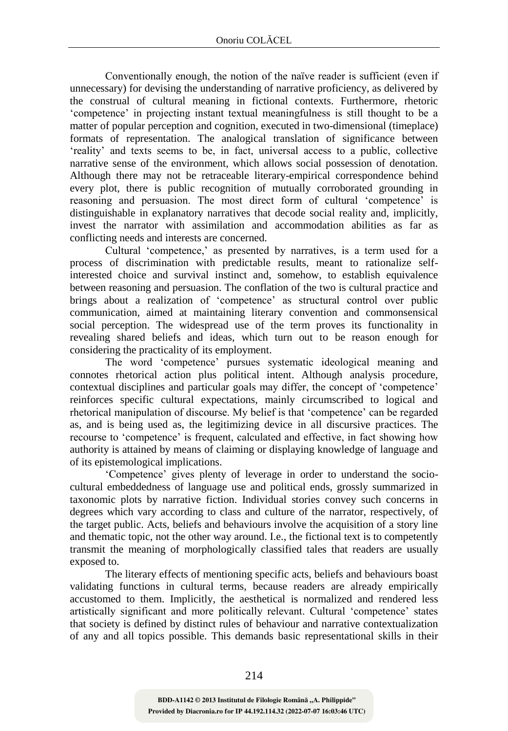Conventionally enough, the notion of the naïve reader is sufficient (even if unnecessary) for devising the understanding of narrative proficiency, as delivered by the construal of cultural meaning in fictional contexts. Furthermore, rhetoric 'competence' in projecting instant textual meaningfulness is still thought to be a matter of popular perception and cognition, executed in two-dimensional (timeplace) formats of representation. The analogical translation of significance between 'reality' and texts seems to be, in fact, universal access to a public, collective narrative sense of the environment, which allows social possession of denotation. Although there may not be retraceable literary-empirical correspondence behind every plot, there is public recognition of mutually corroborated grounding in reasoning and persuasion. The most direct form of cultural 'competence' is distinguishable in explanatory narratives that decode social reality and, implicitly, invest the narrator with assimilation and accommodation abilities as far as conflicting needs and interests are concerned.

Cultural 'competence,' as presented by narratives, is a term used for a process of discrimination with predictable results, meant to rationalize self-interested choice and survival instinct and, somehow, to establish equivalence between reasoning and persuasion. The conflation of the two is cultural practice and brings about a realization of 'competence' as structural control over public communication, aimed at maintaining literary convention and commonsensical social perception. The widespread use of the term proves its functionality in revealing shared beliefs and ideas, which turn out to be reason enough for considering the practicality of its employment.

The word 'competence' pursues systematic ideological meaning and connotes rhetorical action plus political intent. Although analysis procedure, contextual disciplines and particular goals may differ, the concept of 'competence' reinforces specific cultural expectations, mainly circumscribed to logical and rhetorical manipulation of discourse. My belief is that 'competence' can be regarded as, and is being used as, the legitimizing device in all discursive practices. The recourse to 'competence' is frequent, calculated and effective, in fact showing how authority is attained by means of claiming or displaying knowledge of language and of its epistemological implications.

'Competence' gives plenty of leverage in order to understand the socio-cultural embeddedness of language use and political ends, grossly summarized in taxonomic plots by narrative fiction. Individual stories convey such concerns in degrees which vary according to class and culture of the narrator, respectively, of the target public. Acts, beliefs and behaviours involve the acquisition of a story line and thematic topic, not the other way around. I.e., the fictional text is to competently transmit the meaning of morphologically classified tales that readers are usually exposed to.

The literary effects of mentioning specific acts, beliefs and behaviours boast validating functions in cultural terms, because readers are already empirically accustomed to them. Implicitly, the aesthetical is normalized and rendered less artistically significant and more politically relevant. Cultural 'competence' states that society is defined by distinct rules of behaviour and narrative contextualization of any and all topics possible. This demands basic representational skills in their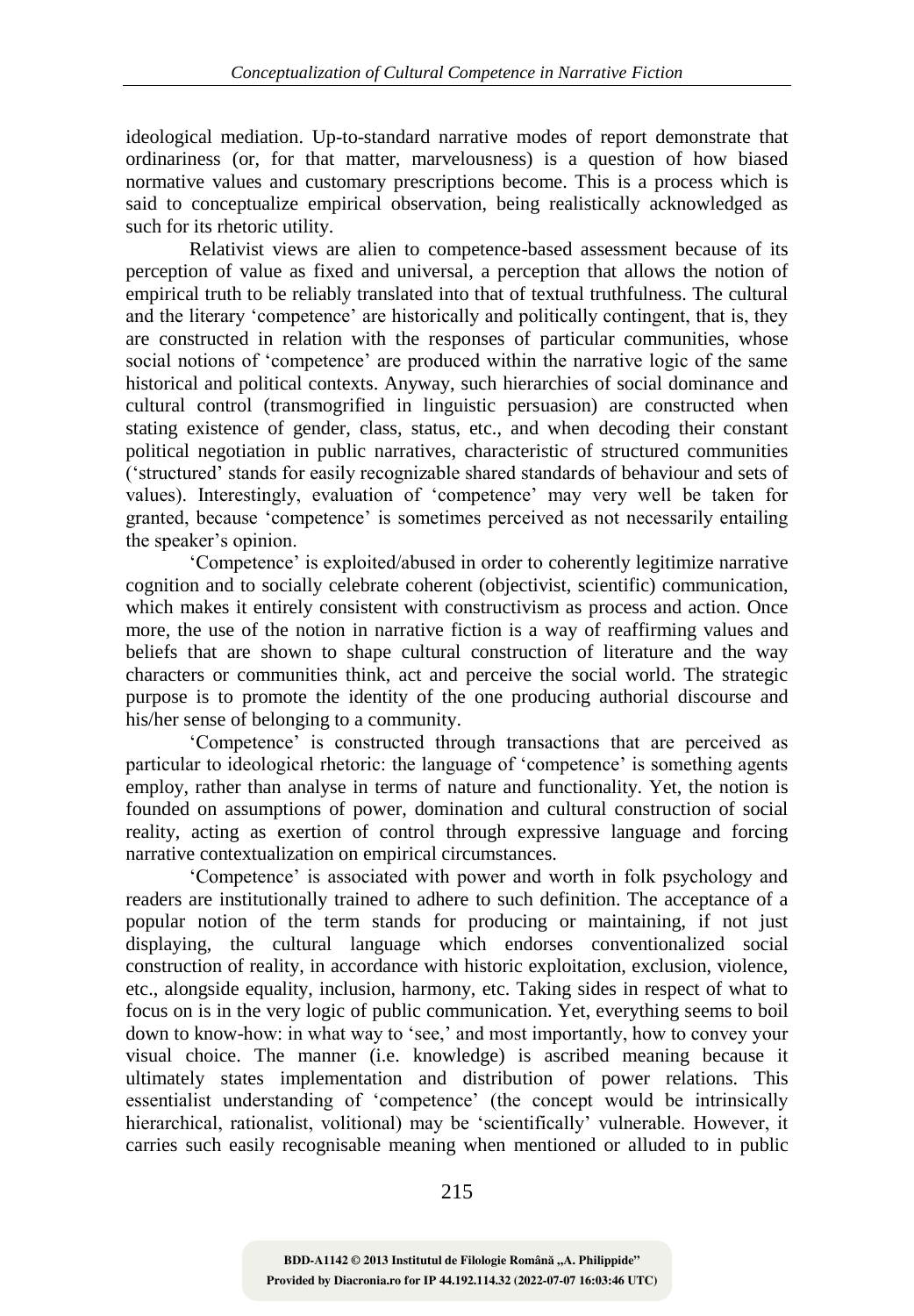ideological mediation. Up-to-standard narrative modes of report demonstrate that ordinariness (or, for that matter, marvelousness) is a question of how biased normative values and customary prescriptions become. This is a process which is said to conceptualize empirical observation, being realistically acknowledged as such for its rhetoric utility.

Relativist views are alien to competence-based assessment because of its perception of value as fixed and universal, a perception that allows the notion of empirical truth to be reliably translated into that of textual truthfulness. The cultural and the literary 'competence' are historically and politically contingent, that is, they are constructed in relation with the responses of particular communities, whose social notions of 'competence' are produced within the narrative logic of the same historical and political contexts. Anyway, such hierarchies of social dominance and cultural control (transmogrified in linguistic persuasion) are constructed when stating existence of gender, class, status, etc., and when decoding their constant political negotiation in public narratives, characteristic of structured communities ('structured' stands for easily recognizable shared standards of behaviour and sets of values). Interestingly, evaluation of 'competence' may very well be taken for granted, because 'competence' is sometimes perceived as not necessarily entailing the speaker's opinion.

'Competence' is exploited/abused in order to coherently legitimize narrative cognition and to socially celebrate coherent (objectivist, scientific) communication, which makes it entirely consistent with constructivism as process and action. Once more, the use of the notion in narrative fiction is a way of reaffirming values and beliefs that are shown to shape cultural construction of literature and the way characters or communities think, act and perceive the social world. The strategic purpose is to promote the identity of the one producing authorial discourse and his/her sense of belonging to a community.

'Competence' is constructed through transactions that are perceived as particular to ideological rhetoric: the language of 'competence' is something agents employ, rather than analyse in terms of nature and functionality. Yet, the notion is founded on assumptions of power, domination and cultural construction of social reality, acting as exertion of control through expressive language and forcing narrative contextualization on empirical circumstances.

'Competence' is associated with power and worth in folk psychology and readers are institutionally trained to adhere to such definition. The acceptance of a popular notion of the term stands for producing or maintaining, if not just displaying, the cultural language which endorses conventionalized social construction of reality, in accordance with historic exploitation, exclusion, violence, etc., alongside equality, inclusion, harmony, etc. Taking sides in respect of what to focus on is in the very logic of public communication. Yet, everything seems to boil down to know-how: in what way to 'see,' and most importantly, how to convey your visual choice. The manner (i.e. knowledge) is ascribed meaning because it ultimately states implementation and distribution of power relations. This essentialist understanding of 'competence' (the concept would be intrinsically hierarchical, rationalist, volitional) may be 'scientifically' vulnerable. However, it carries such easily recognisable meaning when mentioned or alluded to in public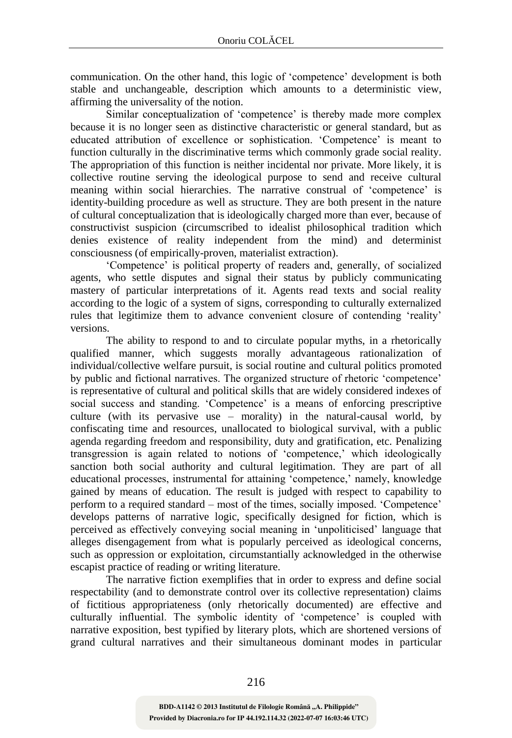communication. On the other hand, this logic of 'competence' development is both stable and unchangeable, description which amounts to a deterministic view, affirming the universality of the notion.

Similar conceptualization of 'competence' is thereby made more complex because it is no longer seen as distinctive characteristic or general standard, but as educated attribution of excellence or sophistication. 'Competence' is meant to function culturally in the discriminative terms which commonly grade social reality. The appropriation of this function is neither incidental nor private. More likely, it is collective routine serving the ideological purpose to send and receive cultural meaning within social hierarchies. The narrative construal of 'competence' is identity-building procedure as well as structure. They are both present in the nature of cultural conceptualization that is ideologically charged more than ever, because of constructivist suspicion (circumscribed to idealist philosophical tradition which denies existence of reality independent from the mind) and determinist consciousness (of empirically-proven, materialist extraction).

'Competence' is political property of readers and, generally, of socialized agents, who settle disputes and signal their status by publicly communicating mastery of particular interpretations of it. Agents read texts and social reality according to the logic of a system of signs, corresponding to culturally externalized rules that legitimize them to advance convenient closure of contending 'reality' versions.

The ability to respond to and to circulate popular myths, in a rhetorically qualified manner, which suggests morally advantageous rationalization of individual/collective welfare pursuit, is social routine and cultural politics promoted by public and fictional narratives. The organized structure of rhetoric 'competence' is representative of cultural and political skills that are widely considered indexes of social success and standing. 'Competence' is a means of enforcing prescriptive culture (with its pervasive use – morality) in the natural-causal world, by confiscating time and resources, unallocated to biological survival, with a public agenda regarding freedom and responsibility, duty and gratification, etc. Penalizing transgression is again related to notions of 'competence,' which ideologically sanction both social authority and cultural legitimation. They are part of all educational processes, instrumental for attaining 'competence,' namely, knowledge gained by means of education. The result is judged with respect to capability to perform to a required standard – most of the times, socially imposed. 'Competence' develops patterns of narrative logic, specifically designed for fiction, which is perceived as effectively conveying social meaning in 'unpoliticised' language that alleges disengagement from what is popularly perceived as ideological concerns, such as oppression or exploitation, circumstantially acknowledged in the otherwise escapist practice of reading or writing literature.

The narrative fiction exemplifies that in order to express and define social respectability (and to demonstrate control over its collective representation) claims of fictitious appropriateness (only rhetorically documented) are effective and culturally influential. The symbolic identity of 'competence' is coupled with narrative exposition, best typified by literary plots, which are shortened versions of grand cultural narratives and their simultaneous dominant modes in particular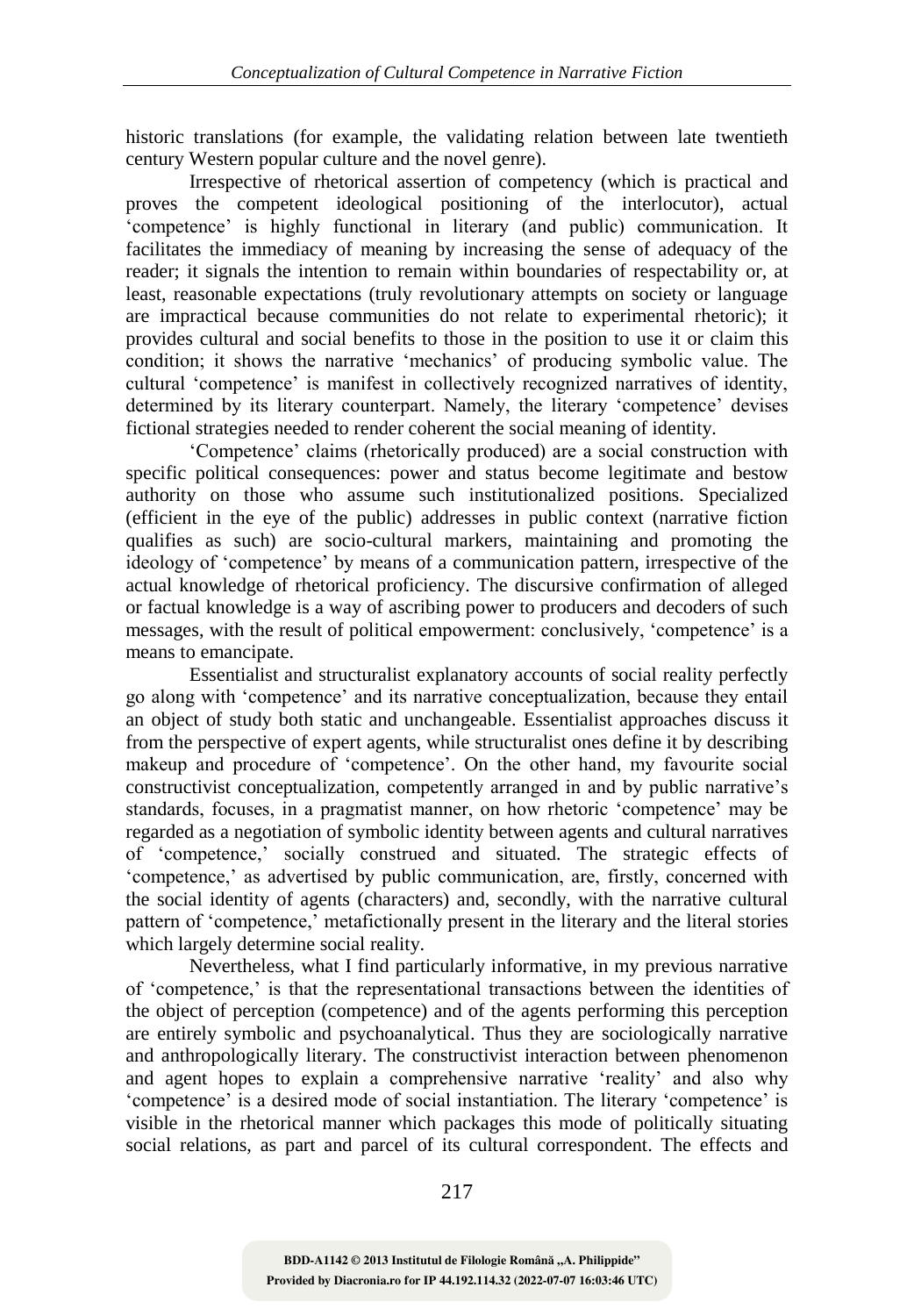historic translations (for example, the validating relation between late twentieth century Western popular culture and the novel genre).

Irrespective of rhetorical assertion of competency (which is practical and proves the competent ideological positioning of the interlocutor), actual 'competence' is highly functional in literary (and public) communication. It facilitates the immediacy of meaning by increasing the sense of adequacy of the reader; it signals the intention to remain within boundaries of respectability or, at least, reasonable expectations (truly revolutionary attempts on society or language are impractical because communities do not relate to experimental rhetoric); it provides cultural and social benefits to those in the position to use it or claim this condition; it shows the narrative 'mechanics' of producing symbolic value. The cultural 'competence' is manifest in collectively recognized narratives of identity, determined by its literary counterpart. Namely, the literary 'competence' devises fictional strategies needed to render coherent the social meaning of identity.

'Competence' claims (rhetorically produced) are a social construction with specific political consequences: power and status become legitimate and bestow authority on those who assume such institutionalized positions. Specialized (efficient in the eye of the public) addresses in public context (narrative fiction qualifies as such) are socio-cultural markers, maintaining and promoting the ideology of 'competence' by means of a communication pattern, irrespective of the actual knowledge of rhetorical proficiency. The discursive confirmation of alleged or factual knowledge is a way of ascribing power to producers and decoders of such messages, with the result of political empowerment: conclusively, 'competence' is a means to emancipate.

Essentialist and structuralist explanatory accounts of social reality perfectly go along with 'competence' and its narrative conceptualization, because they entail an object of study both static and unchangeable. Essentialist approaches discuss it from the perspective of expert agents, while structuralist ones define it by describing makeup and procedure of 'competence'. On the other hand, my favourite social constructivist conceptualization, competently arranged in and by public narrative's standards, focuses, in a pragmatist manner, on how rhetoric 'competence' may be regarded as a negotiation of symbolic identity between agents and cultural narratives of 'competence,' socially construed and situated. The strategic effects of 'competence,' as advertised by public communication, are, firstly, concerned with the social identity of agents (characters) and, secondly, with the narrative cultural pattern of 'competence,' metafictionally present in the literary and the literal stories which largely determine social reality.

Nevertheless, what I find particularly informative, in my previous narrative of 'competence,' is that the representational transactions between the identities of the object of perception (competence) and of the agents performing this perception are entirely symbolic and psychoanalytical. Thus they are sociologically narrative and anthropologically literary. The constructivist interaction between phenomenon and agent hopes to explain a comprehensive narrative 'reality' and also why 'competence' is a desired mode of social instantiation. The literary 'competence' is visible in the rhetorical manner which packages this mode of politically situating social relations, as part and parcel of its cultural correspondent. The effects and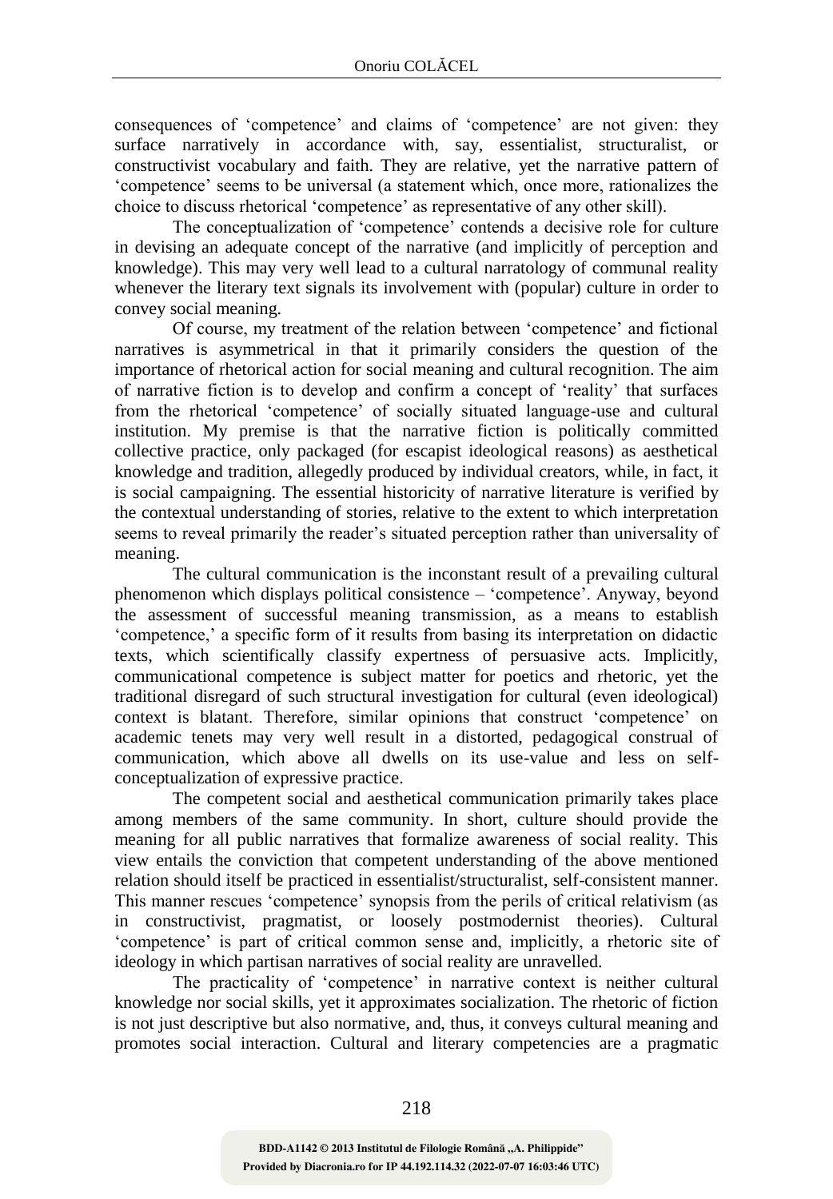consequences of 'competence' and claims of 'competence' are not given: they surface narratively in accordance with, say, essentialist, structuralist, or constructivist vocabulary and faith. They are relative, yet the narrative pattern of 'competence' seems to be universal (a statement which, once more, rationalizes the choice to discuss rhetorical 'competence' as representative of any other skill).

The conceptualization of 'competence' contends a decisive role for culture in devising an adequate concept of the narrative (and implicitly of perception and knowledge). This may very well lead to a cultural narratology of communal reality whenever the literary text signals its involvement with (popular) culture in order to convey social meaning.

Of course, my treatment of the relation between 'competence' and fictional narratives is asymmetrical in that it primarily considers the question of the importance of rhetorical action for social meaning and cultural recognition. The aim of narrative fiction is to develop and confirm a concept of 'reality' that surfaces from the rhetorical 'competence' of socially situated language-use and cultural institution. My premise is that the narrative fiction is politically committed collective practice, only packaged (for escapist ideological reasons) as aesthetical knowledge and tradition, allegedly produced by individual creators, while, in fact, it is social campaigning. The essential historicity of narrative literature is verified by the contextual understanding of stories, relative to the extent to which interpretation seems to reveal primarily the reader's situated perception rather than universality of meaning.

The cultural communication is the inconstant result of a prevailing cultural phenomenon which displays political consistence – 'competence'. Anyway, beyond the assessment of successful meaning transmission, as a means to establish 'competence,' a specific form of it results from basing its interpretation on didactic texts, which scientifically classify expertness of persuasive acts. Implicitly, communicational competence is subject matter for poetics and rhetoric, yet the traditional disregard of such structural investigation for cultural (even ideological) context is blatant. Therefore, similar opinions that construct 'competence' on academic tenets may very well result in a distorted, pedagogical construal of communication, which above all dwells on its use-value and less on self-conceptualization of expressive practice.

The competent social and aesthetical communication primarily takes place among members of the same community. In short, culture should provide the meaning for all public narratives that formalize awareness of social reality. This view entails the conviction that competent understanding of the above mentioned relation should itself be practiced in essentialist/structuralist, self-consistent manner. This manner rescues 'competence' synopsis from the perils of critical relativism (as in constructivist, pragmatist, or loosely postmodernist theories). Cultural 'competence' is part of critical common sense and, implicitly, a rhetoric site of ideology in which partisan narratives of social reality are unravelled.

The practicality of 'competence' in narrative context is neither cultural knowledge nor social skills, yet it approximates socialization. The rhetoric of fiction is not just descriptive but also normative, and, thus, it conveys cultural meaning and promotes social interaction. Cultural and literary competencies are a pragmatic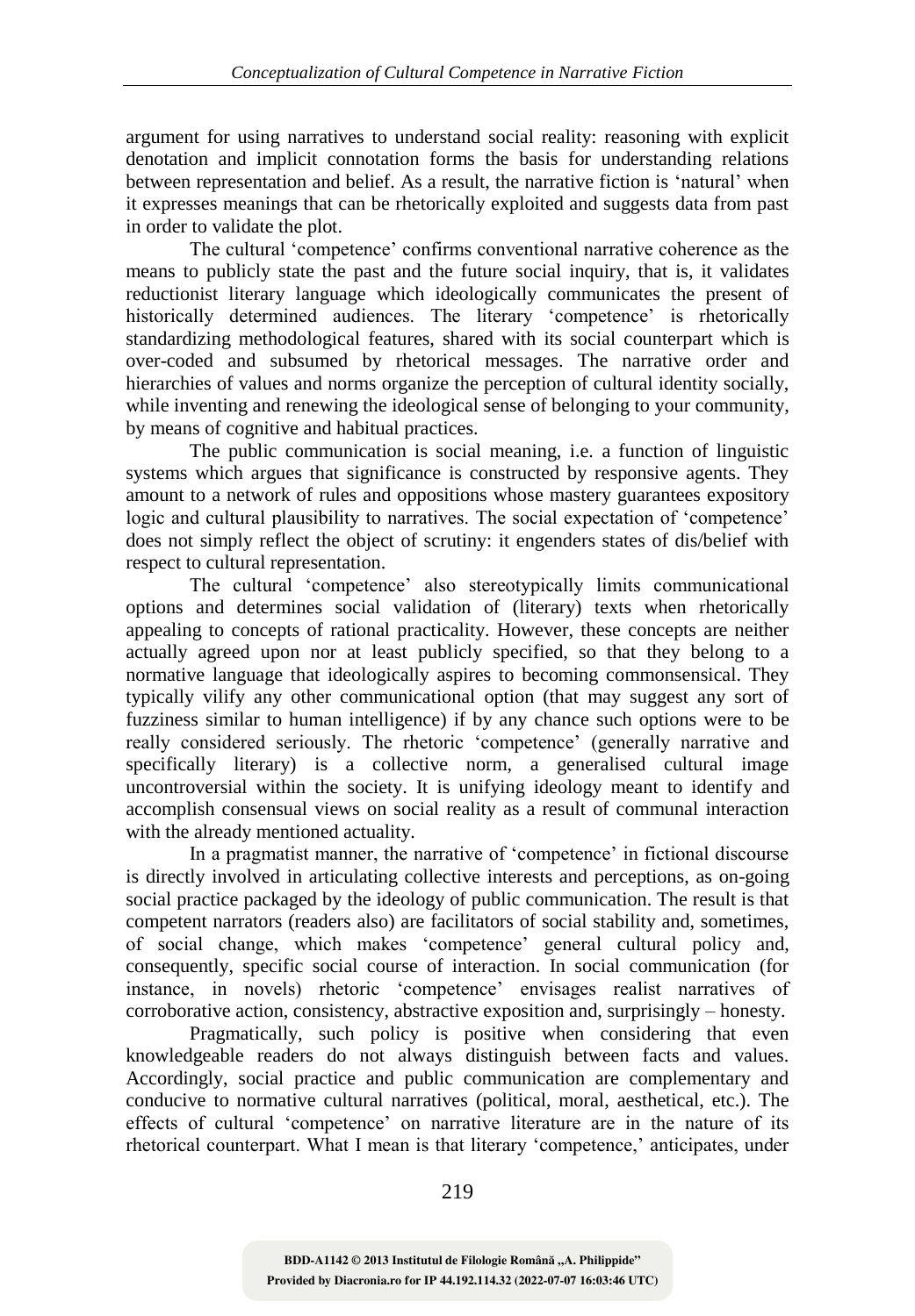argument for using narratives to understand social reality: reasoning with explicit denotation and implicit connotation forms the basis for understanding relations between representation and belief. As a result, the narrative fiction is 'natural' when it expresses meanings that can be rhetorically exploited and suggests data from past in order to validate the plot.

The cultural 'competence' confirms conventional narrative coherence as the means to publicly state the past and the future social inquiry, that is, it validates reductionist literary language which ideologically communicates the present of historically determined audiences. The literary 'competence' is rhetorically standardizing methodological features, shared with its social counterpart which is over-coded and subsumed by rhetorical messages. The narrative order and hierarchies of values and norms organize the perception of cultural identity socially, while inventing and renewing the ideological sense of belonging to your community, by means of cognitive and habitual practices.

The public communication is social meaning, i.e. a function of linguistic systems which argues that significance is constructed by responsive agents. They amount to a network of rules and oppositions whose mastery guarantees expository logic and cultural plausibility to narratives. The social expectation of 'competence' does not simply reflect the object of scrutiny: it engenders states of dis/belief with respect to cultural representation.

The cultural 'competence' also stereotypically limits communicational options and determines social validation of (literary) texts when rhetorically appealing to concepts of rational practicality. However, these concepts are neither actually agreed upon nor at least publicly specified, so that they belong to a normative language that ideologically aspires to becoming commonsensical. They typically vilify any other communicational option (that may suggest any sort of fuzziness similar to human intelligence) if by any chance such options were to be really considered seriously. The rhetoric 'competence' (generally narrative and specifically literary) is a collective norm, a generalised cultural image uncontroversial within the society. It is unifying ideology meant to identify and accomplish consensual views on social reality as a result of communal interaction with the already mentioned actuality.

In a pragmatist manner, the narrative of 'competence' in fictional discourse is directly involved in articulating collective interests and perceptions, as on-going social practice packaged by the ideology of public communication. The result is that competent narrators (readers also) are facilitators of social stability and, sometimes, of social change, which makes 'competence' general cultural policy and, consequently, specific social course of interaction. In social communication (for instance, in novels) rhetoric 'competence' envisages realist narratives of corroborative action, consistency, abstractive exposition and, surprisingly – honesty.

Pragmatically, such policy is positive when considering that even knowledgeable readers do not always distinguish between facts and values. Accordingly, social practice and public communication are complementary and conducive to normative cultural narratives (political, moral, aesthetical, etc.). The effects of cultural 'competence' on narrative literature are in the nature of its rhetorical counterpart. What I mean is that literary 'competence,' anticipates, under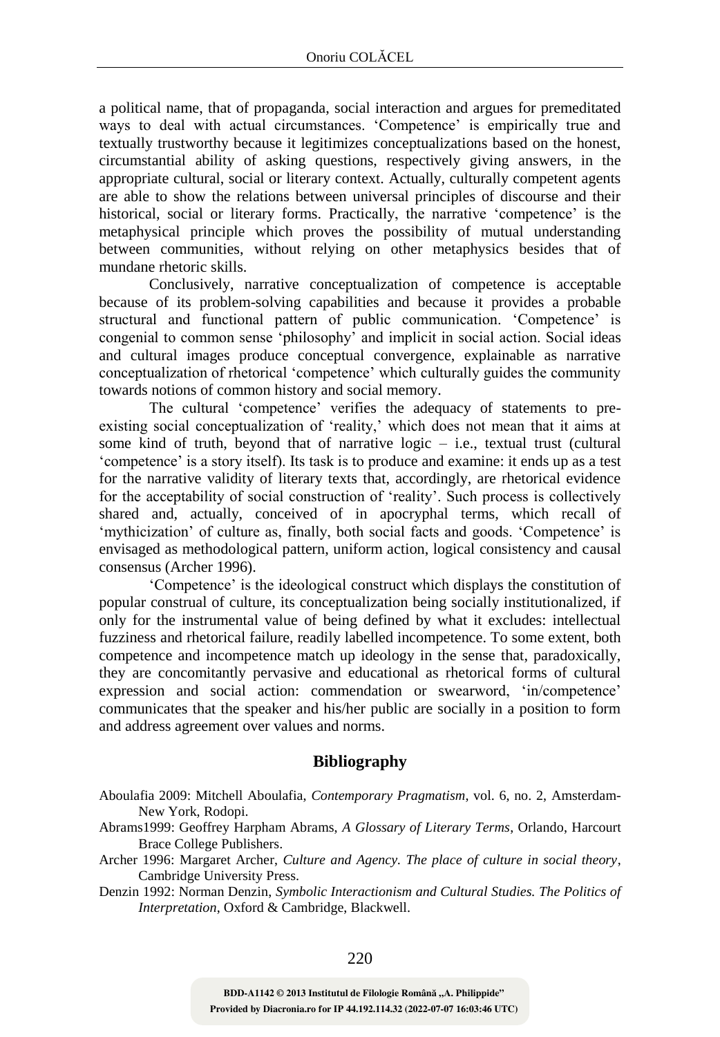a political name, that of propaganda, social interaction and argues for premeditated ways to deal with actual circumstances. 'Competence' is empirically true and textually trustworthy because it legitimizes conceptualizations based on the honest, circumstantial ability of asking questions, respectively giving answers, in the appropriate cultural, social or literary context. Actually, culturally competent agents are able to show the relations between universal principles of discourse and their historical, social or literary forms. Practically, the narrative 'competence' is the metaphysical principle which proves the possibility of mutual understanding between communities, without relying on other metaphysics besides that of mundane rhetoric skills.

Conclusively, narrative conceptualization of competence is acceptable because of its problem-solving capabilities and because it provides a probable structural and functional pattern of public communication. 'Competence' is congenial to common sense 'philosophy' and implicit in social action. Social ideas and cultural images produce conceptual convergence, explainable as narrative conceptualization of rhetorical 'competence' which culturally guides the community towards notions of common history and social memory.

The cultural 'competence' verifies the adequacy of statements to pre-existing social conceptualization of 'reality,' which does not mean that it aims at some kind of truth, beyond that of narrative logic – i.e., textual trust (cultural 'competence' is a story itself). Its task is to produce and examine: it ends up as a test for the narrative validity of literary texts that, accordingly, are rhetorical evidence for the acceptability of social construction of 'reality'. Such process is collectively shared and, actually, conceived of in apocryphal terms, which recall of 'mythicization' of culture as, finally, both social facts and goods. 'Competence' is envisaged as methodological pattern, uniform action, logical consistency and causal consensus (Archer 1996).

'Competence' is the ideological construct which displays the constitution of popular construal of culture, its conceptualization being socially institutionalized, if only for the instrumental value of being defined by what it excludes: intellectual fuzziness and rhetorical failure, readily labelled incompetence. To some extent, both competence and incompetence match up ideology in the sense that, paradoxically, they are concomitantly pervasive and educational as rhetorical forms of cultural expression and social action: commendation or swearword, 'in/competence' communicates that the speaker and his/her public are socially in a position to form and address agreement over values and norms.

## Bibliography

Aboulafia 2009: Mitchell Aboulafia, *Contemporary Pragmatism*, vol. 6, no. 2, Amsterdam-New York, Rodopi.

Abrams1999: Geoffrey Harpham Abrams, *A Glossary of Literary Terms*, Orlando, Harcourt Brace College Publishers.

Archer 1996: Margaret Archer, *Culture and Agency. The place of culture in social theory*, Cambridge University Press.

Denzin 1992: Norman Denzin, *Symbolic Interactionism and Cultural Studies. The Politics of Interpretation*, Oxford & Cambridge, Blackwell.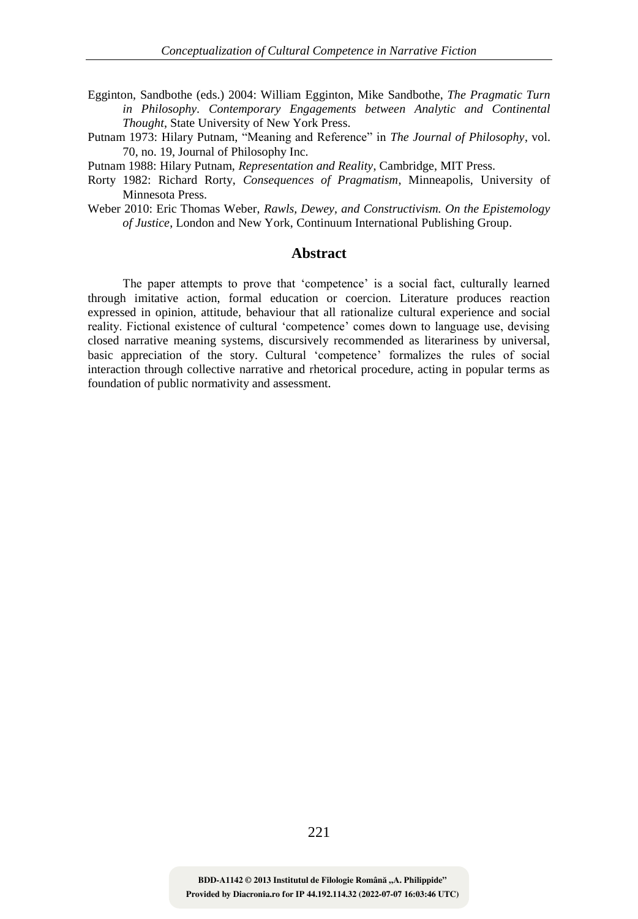Egginton, Sandbothe (eds.) 2004: William Egginton, Mike Sandbothe, *The Pragmatic Turn in Philosophy. Contemporary Engagements between Analytic and Continental Thought*, State University of New York Press.

Putnam 1973: Hilary Putnam, "Meaning and Reference" in *The Journal of Philosophy*, vol. 70, no. 19, Journal of Philosophy Inc.

Putnam 1988: Hilary Putnam, *Representation and Reality*, Cambridge, MIT Press.

Rorty 1982: Richard Rorty, *Consequences of Pragmatism*, Minneapolis, University of Minnesota Press.

Weber 2010: Eric Thomas Weber, *Rawls, Dewey, and Constructivism. On the Epistemology of Justice*, London and New York, Continuum International Publishing Group.

## Abstract

The paper attempts to prove that 'competence' is a social fact, culturally learned through imitative action, formal education or coercion. Literature produces reaction expressed in opinion, attitude, behaviour that all rationalize cultural experience and social reality. Fictional existence of cultural 'competence' comes down to language use, devising closed narrative meaning systems, discursively recommended as literariness by universal, basic appreciation of the story. Cultural 'competence' formalizes the rules of social interaction through collective narrative and rhetorical procedure, acting in popular terms as foundation of public normativity and assessment.